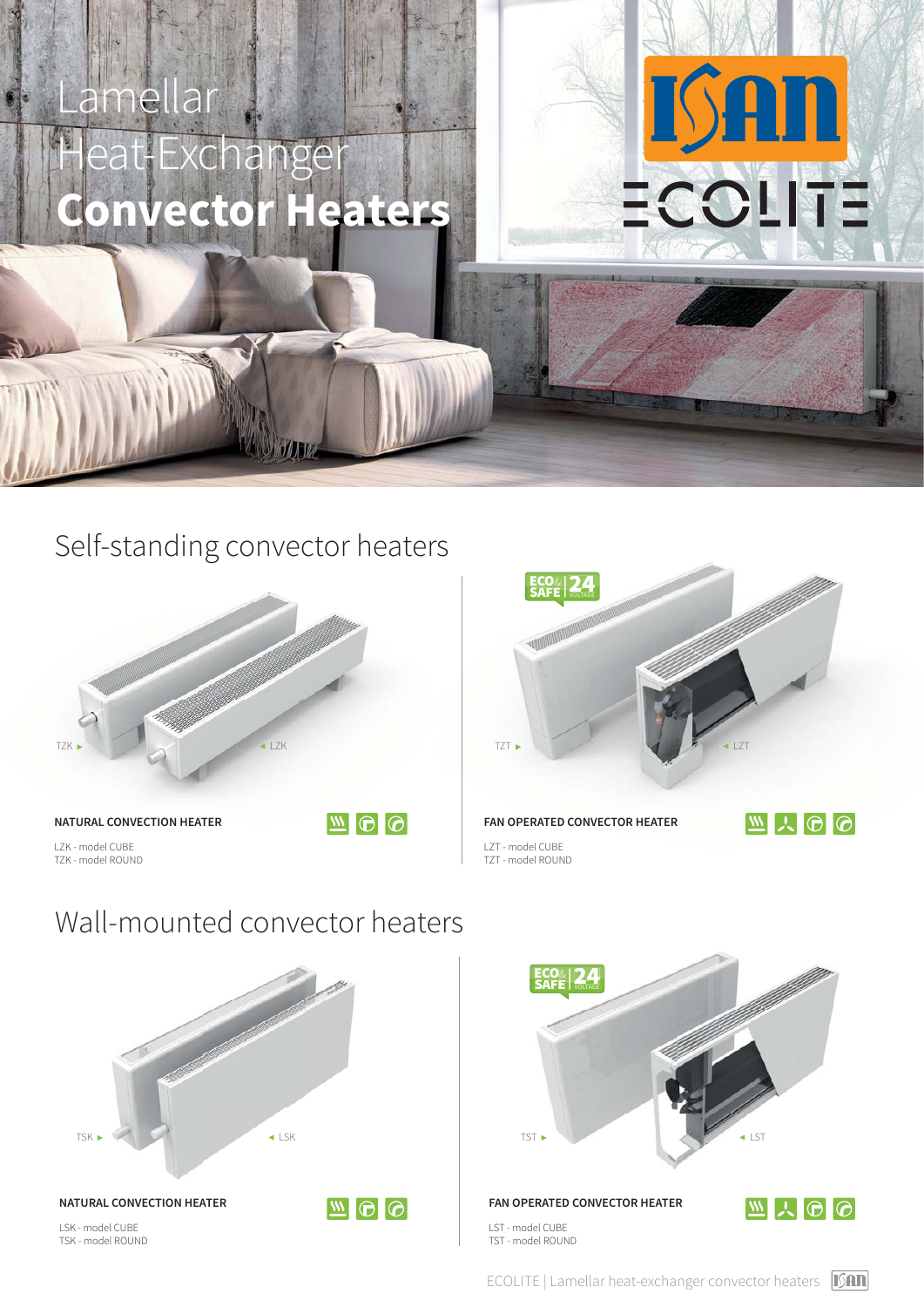# Lamellar Heat-Exchanger **Convector Heaters**

ISAN ECOLITE

## Self-standing convector heaters

TZK ▸ ◂ LZK

**NATURAL CONVECTION HEATER**

LZK - model CUBE
TZK - model ROUND

ECO & SAFE 24 VOLTAGE

TZT ▸ ◂ LZT

**FAN OPERATED CONVECTOR HEATER**

LZT - model CUBE
TZT - model ROUND

## Wall-mounted convector heaters

TSK ▸ ◂ LSK

**NATURAL CONVECTION HEATER**

LSK - model CUBE
TSK - model ROUND

ECO & SAFE 24 VOLTAGE

TST ▸ ◂ LST

**FAN OPERATED CONVECTOR HEATER**

LST - model CUBE
TST - model ROUND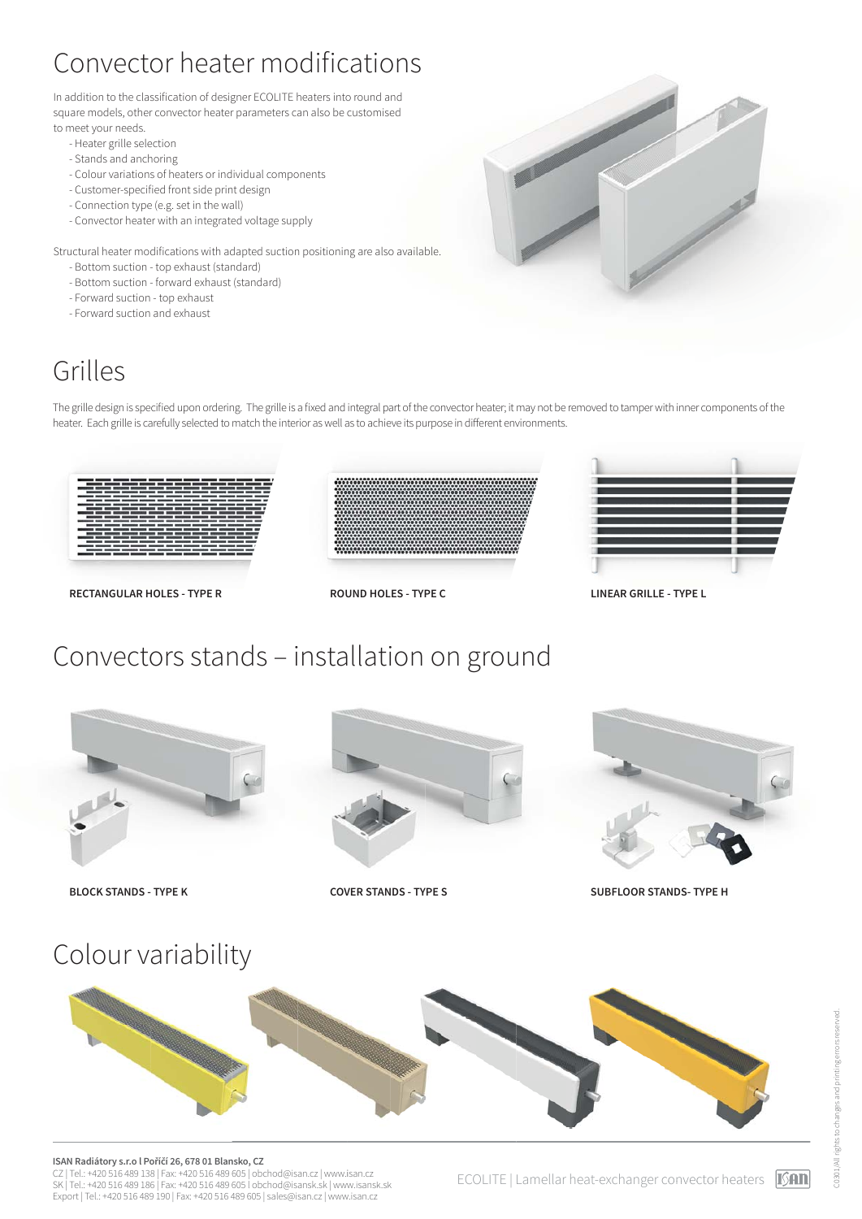# Convector heater modifications

In addition to the classification of designer ECOLITE heaters into round and square models, other convector heater parameters can also be customised to meet your needs.

- Heater grille selection
- Stands and anchoring
- Colour variations of heaters or individual components
- Customer-specified front side print design
- Connection type (e.g. set in the wall)
- Convector heater with an integrated voltage supply

Structural heater modifications with adapted suction positioning are also available.

- Bottom suction - top exhaust (standard)
- Bottom suction - forward exhaust (standard)
- Forward suction - top exhaust
- Forward suction and exhaust

# Grilles

The grille design is specified upon ordering. The grille is a fixed and integral part of the convector heater; it may not be removed to tamper with inner components of the heater. Each grille is carefully selected to match the interior as well as to achieve its purpose in different environments.

**RECTANGULAR HOLES - TYPE R**

**ROUND HOLES - TYPE C**

**LINEAR GRILLE - TYPE L**

# Convectors stands – installation on ground

**BLOCK STANDS - TYPE K**

**COVER STANDS - TYPE S**

**SUBFLOOR STANDS- TYPE H**

# Colour variability

**ISAN Radiátory s.r.o l Poříčí 26, 678 01 Blansko, CZ**
CZ | Tel.: +420 516 489 138 | Fax: +420 516 489 605 | obchod@isan.cz | www.isan.cz
SK | Tel.: +420 516 489 186 | Fax: +420 516 489 605 | obchod@isansk.sk | www.isansk.sk
Export | Tel.: +420 516 489 190 | Fax: +420 516 489 605 | sales@isan.cz | www.isan.cz

ECOLITE | Lamellar heat-exchanger convector heaters

C0301/All rights to changes and printing errors reserved.